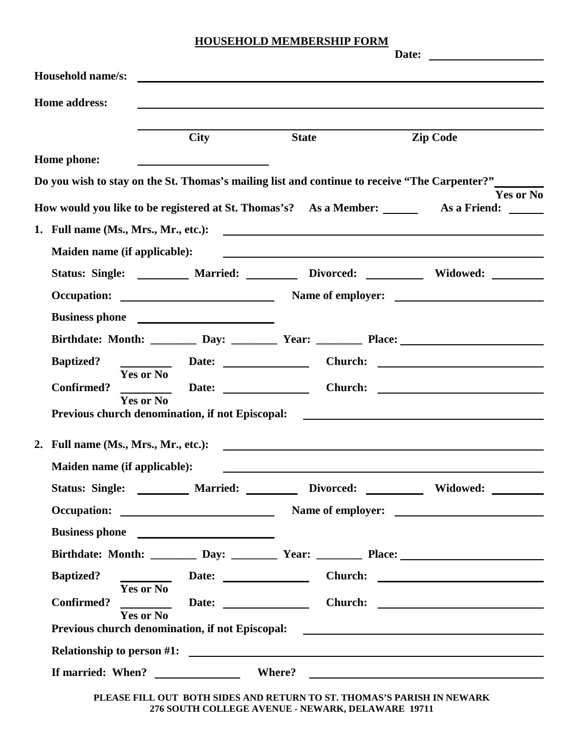# HOUSEHOLD MEMBERSHIP FORM

**Date:** ____________________

**Household name/s:** ____________________________________________________________

**Home address:** ____________________________________________________________

____________________________________________________________
**City** **State** **Zip Code**

**Home phone:** ________________________

**Do you wish to stay on the St. Thomas's mailing list and continue to receive "The Carpenter?"** ________
**Yes or No**

**How would you like to be registered at St. Thomas's? As a Member:** ______ **As a Friend:** ______

1. **Full name (Ms., Mrs., Mr., etc.):** ____________________________________________

   **Maiden name (if applicable):** ____________________________________________

   **Status: Single:** _________ **Married:** _________ **Divorced:** __________ **Widowed:** _________

   **Occupation:** __________________________ **Name of employer:** __________________________

   **Business phone** ________________________

   **Birthdate: Month:** ________ **Day:** ________ **Year:** ________ **Place:** ________________________

   **Baptized?** _________ **Date:** _______________ **Church:** ______________________________
   **Yes or No**

   **Confirmed?** _________ **Date:** _______________ **Church:** ______________________________
   **Yes or No**

   **Previous church denomination, if not Episcopal:** ________________________________________

2. **Full name (Ms., Mrs., Mr., etc.):** ____________________________________________

   **Maiden name (if applicable):** ____________________________________________

   **Status: Single:** _________ **Married:** _________ **Divorced:** __________ **Widowed:** _________

   **Occupation:** __________________________ **Name of employer:** __________________________

   **Business phone** ________________________

   **Birthdate: Month:** ________ **Day:** ________ **Year:** ________ **Place:** ________________________

   **Baptized?** _________ **Date:** _______________ **Church:** ______________________________
   **Yes or No**

   **Confirmed?** _________ **Date:** _______________ **Church:** ______________________________
   **Yes or No**

   **Previous church denomination, if not Episcopal:** ________________________________________

   **Relationship to person #1:** ____________________________________________________

   **If married: When?** _______________ **Where?** ________________________________________

**PLEASE FILL OUT BOTH SIDES AND RETURN TO ST. THOMAS'S PARISH IN NEWARK**
**276 SOUTH COLLEGE AVENUE - NEWARK, DELAWARE 19711**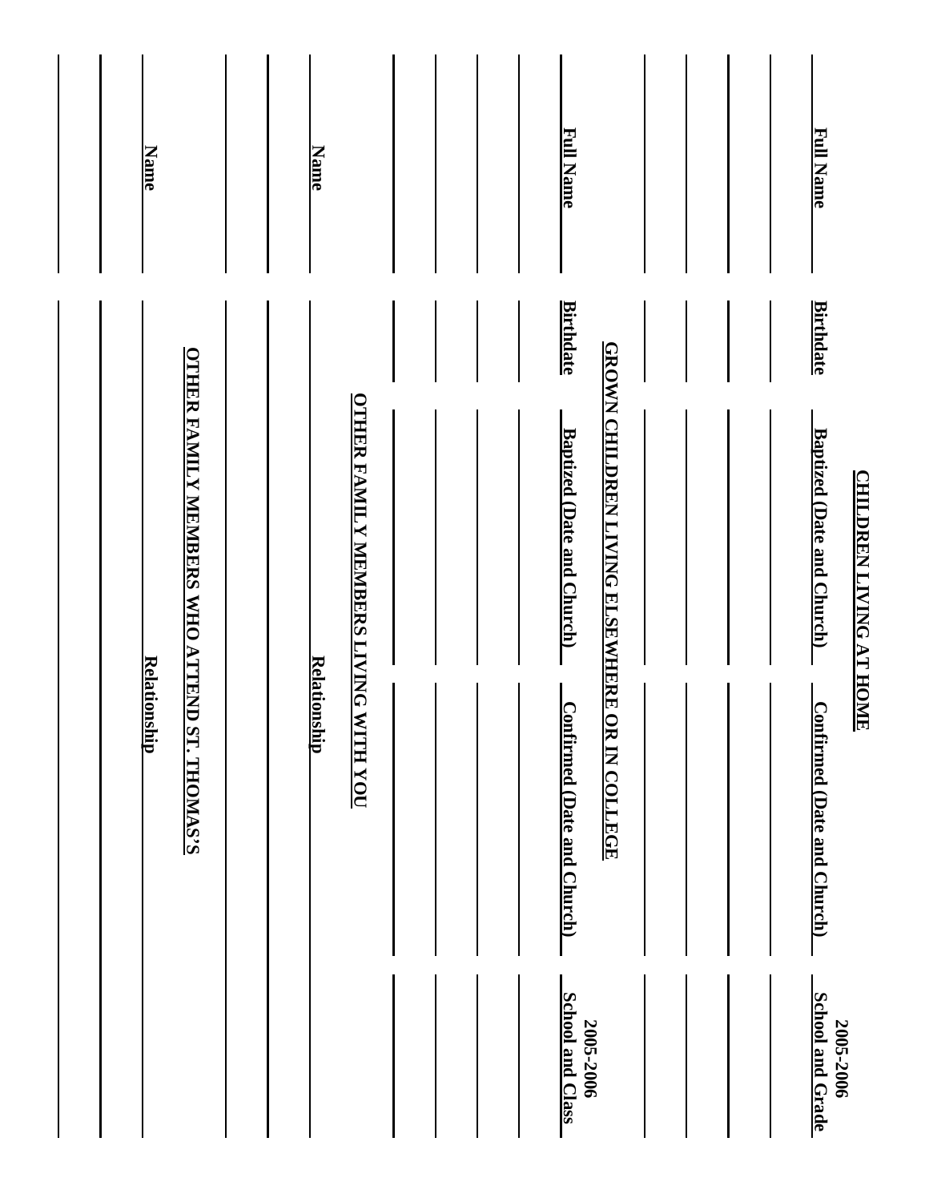## CHILDREN LIVING AT HOME

| Full Name | Birthdate | Baptized (Date and Church) | Confirmed (Date and Church) | 2005-2006 School and Grade |
|---|---|---|---|---|
| | | | | |
| | | | | |
| | | | | |
| | | | | |

## GROWN CHILDREN LIVING ELSEWHERE OR IN COLLEGE

| Full Name | Birthdate | Baptized (Date and Church) | Confirmed (Date and Church) | 2005-2006 School and Class |
|---|---|---|---|---|
| | | | | |
| | | | | |
| | | | | |
| | | | | |

## OTHER FAMILY MEMBERS LIVING WITH YOU

| Name | Relationship |
|---|---|
| | |
| | |

## OTHER FAMILY MEMBERS WHO ATTEND ST. THOMAS'S

| Name | Relationship |
|---|---|
| | |
| | |